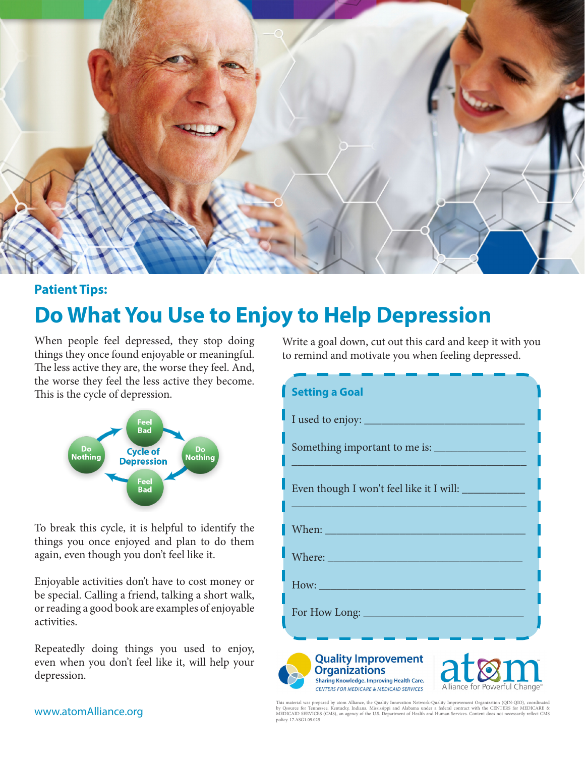**Patient Tips:**

# Do What You Use to Enjoy to Help Depression

When people feel depressed, they stop doing things they once found enjoyable or meaningful. The less active they are, the worse they feel. And, the worse they feel the less active they become. This is the cycle of depression.

Cycle of Depression: Feel Bad → Do Nothing → Feel Bad → Do Nothing

To break this cycle, it is helpful to identify the things you once enjoyed and plan to do them again, even though you don't feel like it.

Enjoyable activities don't have to cost money or be special. Calling a friend, talking a short walk, or reading a good book are examples of enjoyable activities.

Repeatedly doing things you used to enjoy, even when you don't feel like it, will help your depression.

Write a goal down, cut out this card and keep it with you to remind and motivate you when feeling depressed.

## Setting a Goal

I used to enjoy: ____________________________

Something important to me is: ______________
_______________________________________

Even though I won't feel like it I will: __________
_______________________________________

When: ________________________________

Where: _______________________________

How: _________________________________

For How Long: ________________________

Quality Improvement Organizations
Sharing Knowledge. Improving Health Care.
CENTERS FOR MEDICARE & MEDICAID SERVICES

atom Alliance for Powerful Change

www.atomAlliance.org

This material was prepared by atom Alliance, the Quality Innovation Network-Quality Improvement Organization (QIN-QIO), coordinated by Qsource for Tennessee, Kentucky, Indiana, Mississippi and Alabama under a federal contract with the CENTERS for MEDICARE & MEDICAID SERVICES (CMS), an agency of the U.S. Department of Health and Human Services. Content does not necessarily reflect CMS policy. 17.ASG1.09.025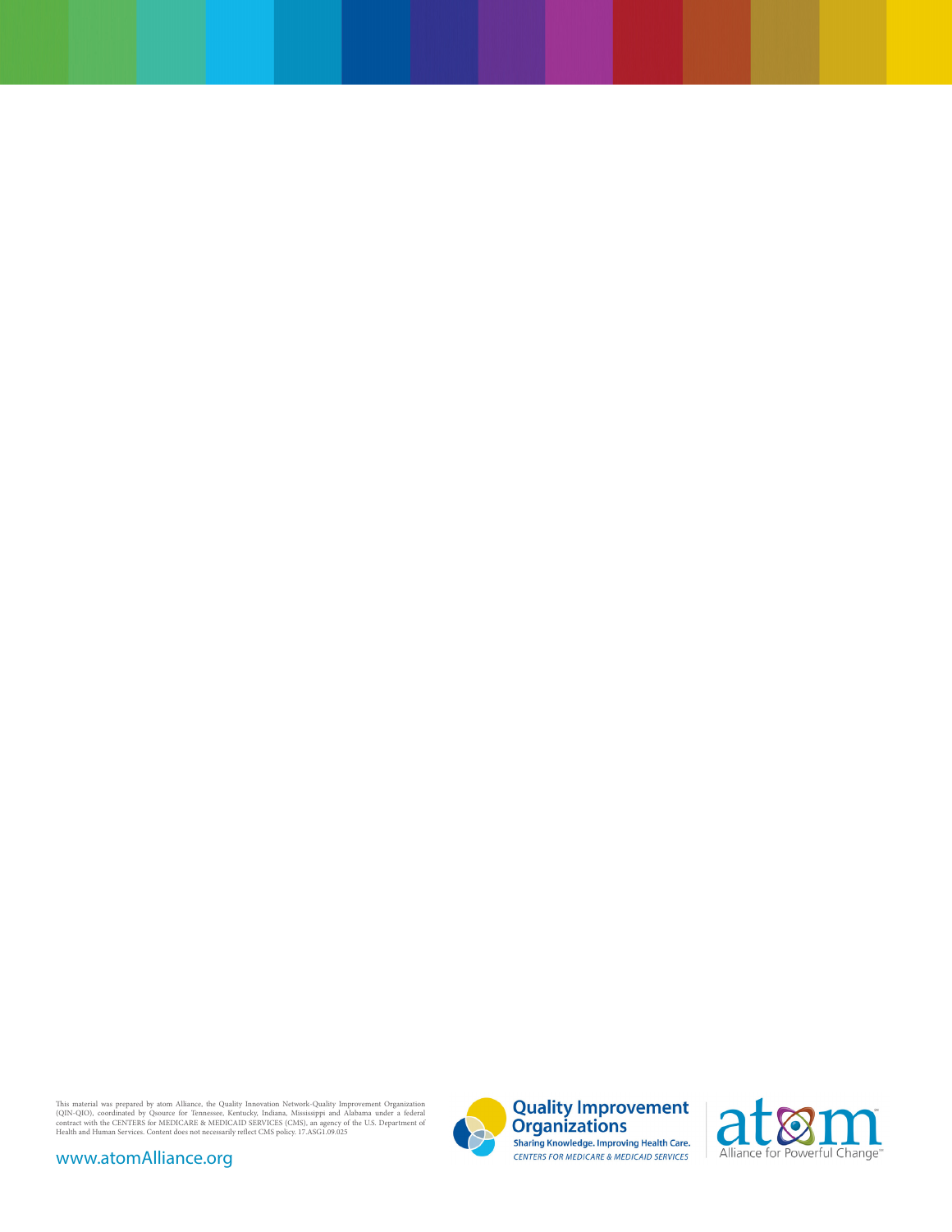This material was prepared by atom Alliance, the Quality Innovation Network-Quality Improvement Organization (QIN-QIO), coordinated by Qsource for Tennessee, Kentucky, Indiana, Mississippi and Alabama under a federal contract with the CENTERS for MEDICARE & MEDICAID SERVICES (CMS), an agency of the U.S. Department of Health and Human Services. Content does not necessarily reflect CMS policy. 17.ASG1.09.025

www.atomAlliance.org

Quality Improvement Organizations
Sharing Knowledge. Improving Health Care.
CENTERS FOR MEDICARE & MEDICAID SERVICES

atom
Alliance for Powerful Change